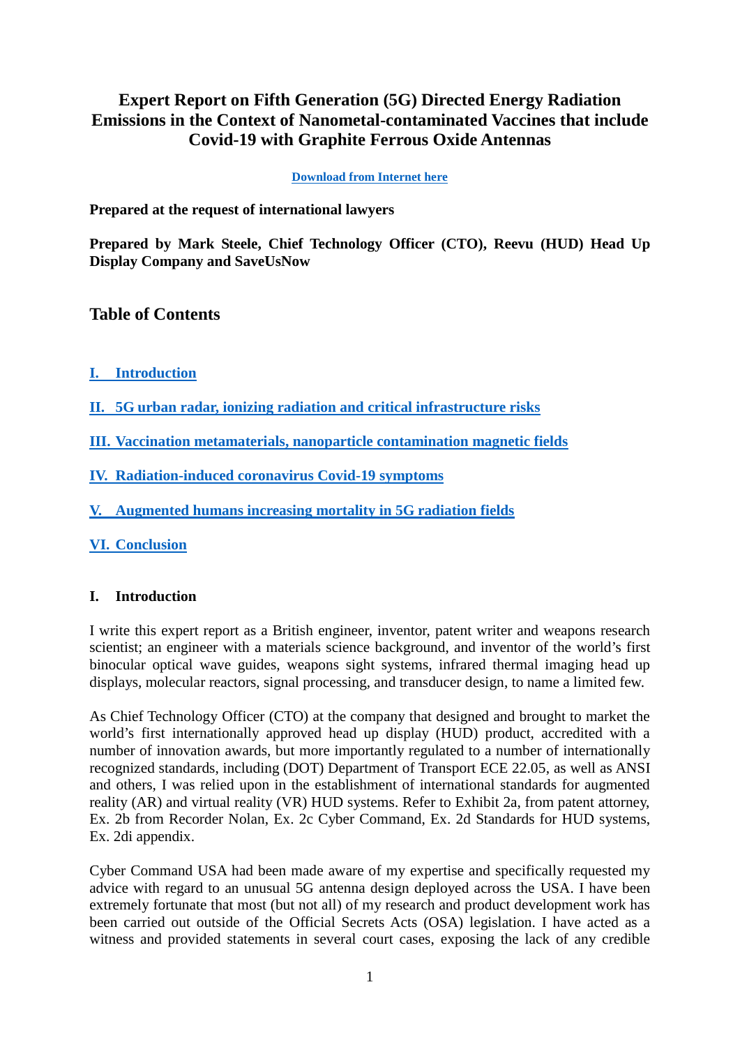# Expert Report on Fifth Generation (5G) Directed Energy Radiation Emissions in the Context of Nanometal-contaminated Vaccines that include Covid-19 with Graphite Ferrous Oxide Antennas

**Download from Internet here**

**Prepared at the request of international lawyers**

**Prepared by Mark Steele, Chief Technology Officer (CTO), Reevu (HUD) Head Up Display Company and SaveUsNow**

## Table of Contents

I. Introduction

II. 5G urban radar, ionizing radiation and critical infrastructure risks

III. Vaccination metamaterials, nanoparticle contamination magnetic fields

IV. Radiation-induced coronavirus Covid-19 symptoms

V. Augmented humans increasing mortality in 5G radiation fields

VI. Conclusion

### I. Introduction

I write this expert report as a British engineer, inventor, patent writer and weapons research scientist; an engineer with a materials science background, and inventor of the world's first binocular optical wave guides, weapons sight systems, infrared thermal imaging head up displays, molecular reactors, signal processing, and transducer design, to name a limited few.

As Chief Technology Officer (CTO) at the company that designed and brought to market the world's first internationally approved head up display (HUD) product, accredited with a number of innovation awards, but more importantly regulated to a number of internationally recognized standards, including (DOT) Department of Transport ECE 22.05, as well as ANSI and others, I was relied upon in the establishment of international standards for augmented reality (AR) and virtual reality (VR) HUD systems. Refer to Exhibit 2a, from patent attorney, Ex. 2b from Recorder Nolan, Ex. 2c Cyber Command, Ex. 2d Standards for HUD systems, Ex. 2di appendix.

Cyber Command USA had been made aware of my expertise and specifically requested my advice with regard to an unusual 5G antenna design deployed across the USA. I have been extremely fortunate that most (but not all) of my research and product development work has been carried out outside of the Official Secrets Acts (OSA) legislation. I have acted as a witness and provided statements in several court cases, exposing the lack of any credible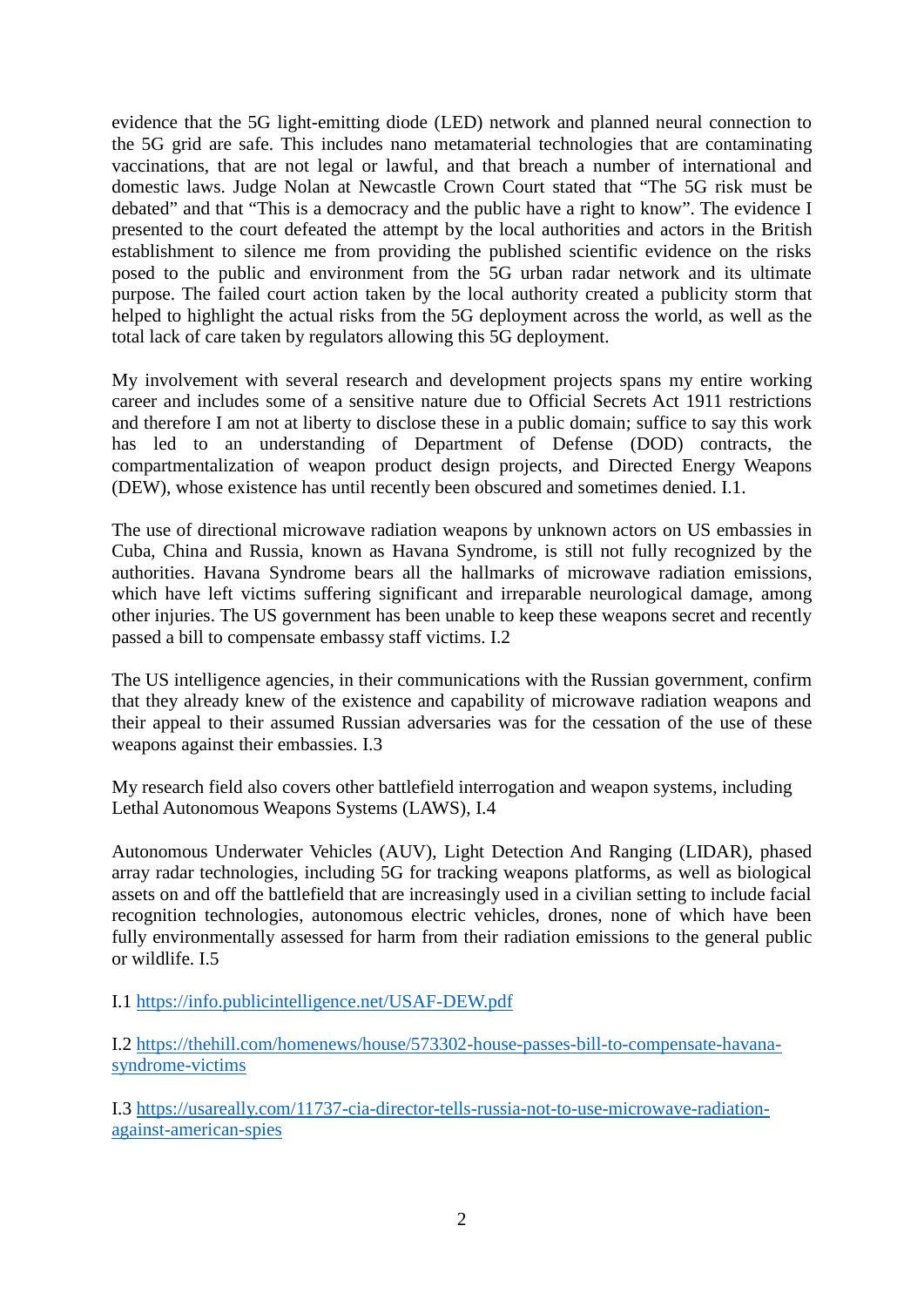evidence that the 5G light-emitting diode (LED) network and planned neural connection to the 5G grid are safe. This includes nano metamaterial technologies that are contaminating vaccinations, that are not legal or lawful, and that breach a number of international and domestic laws. Judge Nolan at Newcastle Crown Court stated that "The 5G risk must be debated" and that "This is a democracy and the public have a right to know". The evidence I presented to the court defeated the attempt by the local authorities and actors in the British establishment to silence me from providing the published scientific evidence on the risks posed to the public and environment from the 5G urban radar network and its ultimate purpose. The failed court action taken by the local authority created a publicity storm that helped to highlight the actual risks from the 5G deployment across the world, as well as the total lack of care taken by regulators allowing this 5G deployment.

My involvement with several research and development projects spans my entire working career and includes some of a sensitive nature due to Official Secrets Act 1911 restrictions and therefore I am not at liberty to disclose these in a public domain; suffice to say this work has led to an understanding of Department of Defense (DOD) contracts, the compartmentalization of weapon product design projects, and Directed Energy Weapons (DEW), whose existence has until recently been obscured and sometimes denied. I.1.

The use of directional microwave radiation weapons by unknown actors on US embassies in Cuba, China and Russia, known as Havana Syndrome, is still not fully recognized by the authorities. Havana Syndrome bears all the hallmarks of microwave radiation emissions, which have left victims suffering significant and irreparable neurological damage, among other injuries. The US government has been unable to keep these weapons secret and recently passed a bill to compensate embassy staff victims. I.2

The US intelligence agencies, in their communications with the Russian government, confirm that they already knew of the existence and capability of microwave radiation weapons and their appeal to their assumed Russian adversaries was for the cessation of the use of these weapons against their embassies. I.3

My research field also covers other battlefield interrogation and weapon systems, including Lethal Autonomous Weapons Systems (LAWS), I.4

Autonomous Underwater Vehicles (AUV), Light Detection And Ranging (LIDAR), phased array radar technologies, including 5G for tracking weapons platforms, as well as biological assets on and off the battlefield that are increasingly used in a civilian setting to include facial recognition technologies, autonomous electric vehicles, drones, none of which have been fully environmentally assessed for harm from their radiation emissions to the general public or wildlife. I.5

I.1 https://info.publicintelligence.net/USAF-DEW.pdf

I.2 https://thehill.com/homenews/house/573302-house-passes-bill-to-compensate-havana-syndrome-victims

I.3 https://usareally.com/11737-cia-director-tells-russia-not-to-use-microwave-radiation-against-american-spies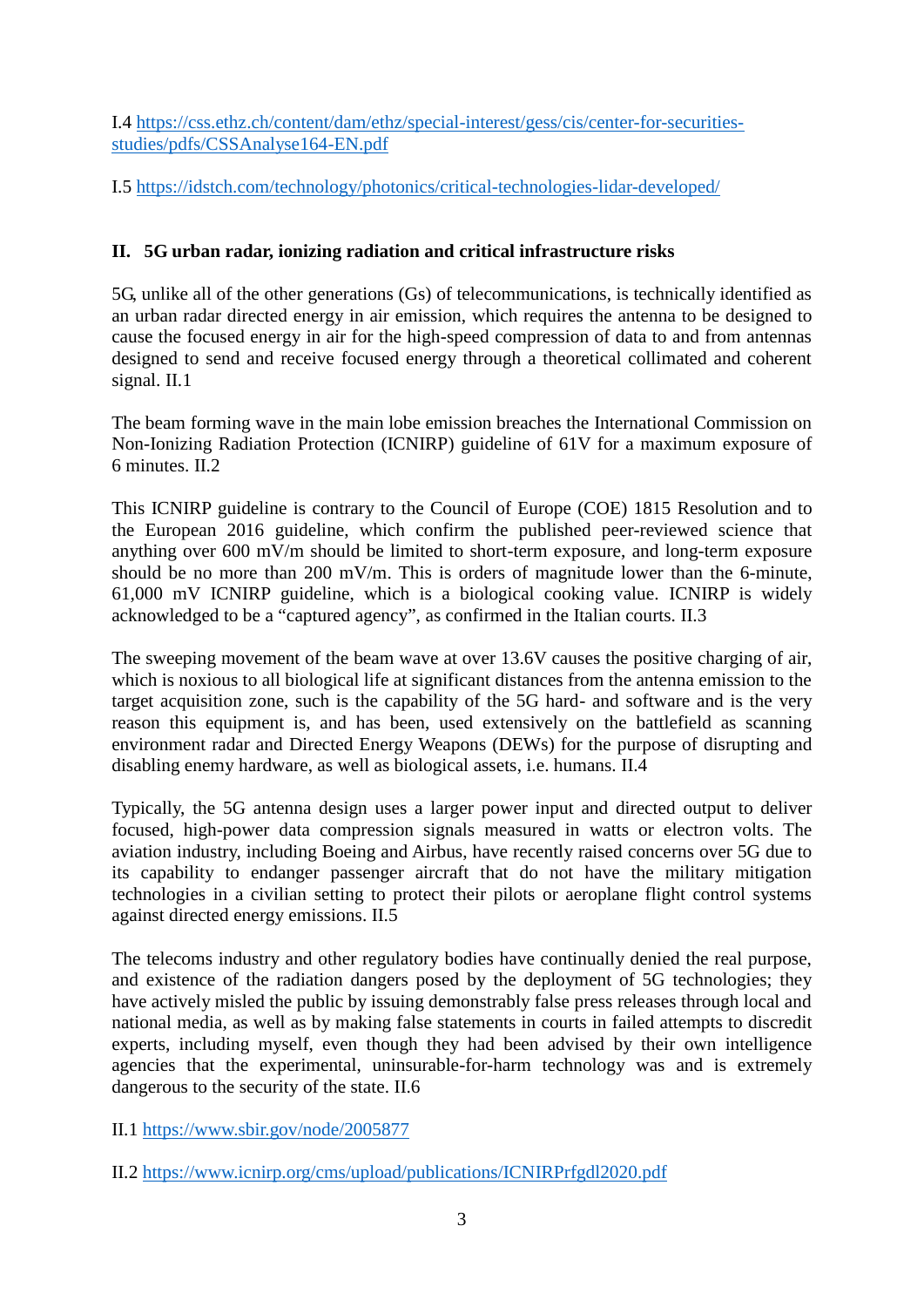I.4 https://css.ethz.ch/content/dam/ethz/special-interest/gess/cis/center-for-securities-studies/pdfs/CSSAnalyse164-EN.pdf

I.5 https://idstch.com/technology/photonics/critical-technologies-lidar-developed/

## II. 5G urban radar, ionizing radiation and critical infrastructure risks

5G, unlike all of the other generations (Gs) of telecommunications, is technically identified as an urban radar directed energy in air emission, which requires the antenna to be designed to cause the focused energy in air for the high-speed compression of data to and from antennas designed to send and receive focused energy through a theoretical collimated and coherent signal. II.1

The beam forming wave in the main lobe emission breaches the International Commission on Non-Ionizing Radiation Protection (ICNIRP) guideline of 61V for a maximum exposure of 6 minutes. II.2

This ICNIRP guideline is contrary to the Council of Europe (COE) 1815 Resolution and to the European 2016 guideline, which confirm the published peer-reviewed science that anything over 600 mV/m should be limited to short-term exposure, and long-term exposure should be no more than 200 mV/m. This is orders of magnitude lower than the 6-minute, 61,000 mV ICNIRP guideline, which is a biological cooking value. ICNIRP is widely acknowledged to be a "captured agency", as confirmed in the Italian courts. II.3

The sweeping movement of the beam wave at over 13.6V causes the positive charging of air, which is noxious to all biological life at significant distances from the antenna emission to the target acquisition zone, such is the capability of the 5G hard- and software and is the very reason this equipment is, and has been, used extensively on the battlefield as scanning environment radar and Directed Energy Weapons (DEWs) for the purpose of disrupting and disabling enemy hardware, as well as biological assets, i.e. humans. II.4

Typically, the 5G antenna design uses a larger power input and directed output to deliver focused, high-power data compression signals measured in watts or electron volts. The aviation industry, including Boeing and Airbus, have recently raised concerns over 5G due to its capability to endanger passenger aircraft that do not have the military mitigation technologies in a civilian setting to protect their pilots or aeroplane flight control systems against directed energy emissions. II.5

The telecoms industry and other regulatory bodies have continually denied the real purpose, and existence of the radiation dangers posed by the deployment of 5G technologies; they have actively misled the public by issuing demonstrably false press releases through local and national media, as well as by making false statements in courts in failed attempts to discredit experts, including myself, even though they had been advised by their own intelligence agencies that the experimental, uninsurable-for-harm technology was and is extremely dangerous to the security of the state. II.6

II.1 https://www.sbir.gov/node/2005877

II.2 https://www.icnirp.org/cms/upload/publications/ICNIRPrfgdl2020.pdf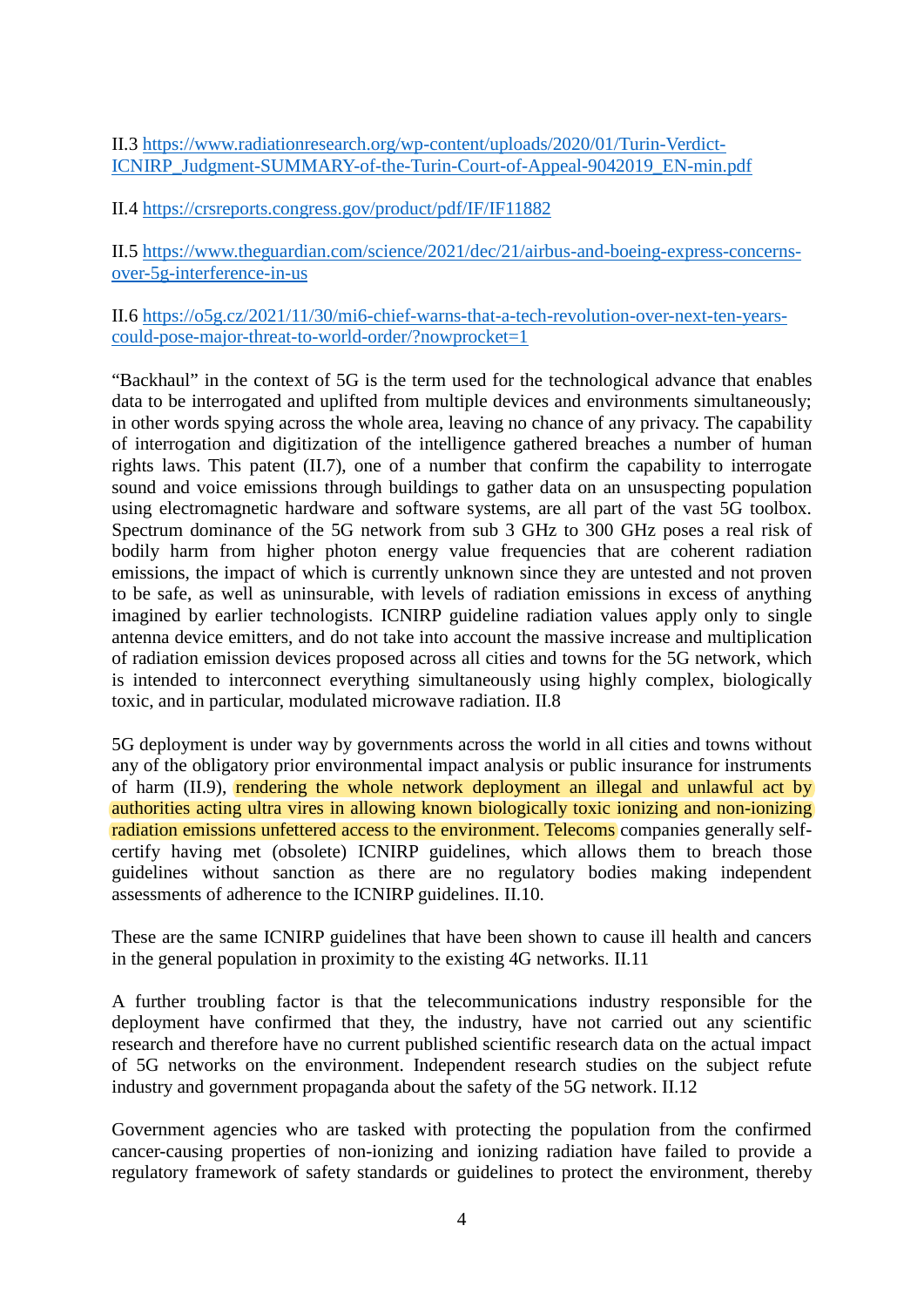II.3 https://www.radiationresearch.org/wp-content/uploads/2020/01/Turin-Verdict-ICNIRP_Judgment-SUMMARY-of-the-Turin-Court-of-Appeal-9042019_EN-min.pdf

II.4 https://crsreports.congress.gov/product/pdf/IF/IF11882

II.5 https://www.theguardian.com/science/2021/dec/21/airbus-and-boeing-express-concerns-over-5g-interference-in-us

II.6 https://o5g.cz/2021/11/30/mi6-chief-warns-that-a-tech-revolution-over-next-ten-years-could-pose-major-threat-to-world-order/?nowprocket=1

"Backhaul" in the context of 5G is the term used for the technological advance that enables data to be interrogated and uplifted from multiple devices and environments simultaneously; in other words spying across the whole area, leaving no chance of any privacy. The capability of interrogation and digitization of the intelligence gathered breaches a number of human rights laws. This patent (II.7), one of a number that confirm the capability to interrogate sound and voice emissions through buildings to gather data on an unsuspecting population using electromagnetic hardware and software systems, are all part of the vast 5G toolbox. Spectrum dominance of the 5G network from sub 3 GHz to 300 GHz poses a real risk of bodily harm from higher photon energy value frequencies that are coherent radiation emissions, the impact of which is currently unknown since they are untested and not proven to be safe, as well as uninsurable, with levels of radiation emissions in excess of anything imagined by earlier technologists. ICNIRP guideline radiation values apply only to single antenna device emitters, and do not take into account the massive increase and multiplication of radiation emission devices proposed across all cities and towns for the 5G network, which is intended to interconnect everything simultaneously using highly complex, biologically toxic, and in particular, modulated microwave radiation. II.8

5G deployment is under way by governments across the world in all cities and towns without any of the obligatory prior environmental impact analysis or public insurance for instruments of harm (II.9), rendering the whole network deployment an illegal and unlawful act by authorities acting ultra vires in allowing known biologically toxic ionizing and non-ionizing radiation emissions unfettered access to the environment. Telecoms companies generally self-certify having met (obsolete) ICNIRP guidelines, which allows them to breach those guidelines without sanction as there are no regulatory bodies making independent assessments of adherence to the ICNIRP guidelines. II.10.

These are the same ICNIRP guidelines that have been shown to cause ill health and cancers in the general population in proximity to the existing 4G networks. II.11

A further troubling factor is that the telecommunications industry responsible for the deployment have confirmed that they, the industry, have not carried out any scientific research and therefore have no current published scientific research data on the actual impact of 5G networks on the environment. Independent research studies on the subject refute industry and government propaganda about the safety of the 5G network. II.12

Government agencies who are tasked with protecting the population from the confirmed cancer-causing properties of non-ionizing and ionizing radiation have failed to provide a regulatory framework of safety standards or guidelines to protect the environment, thereby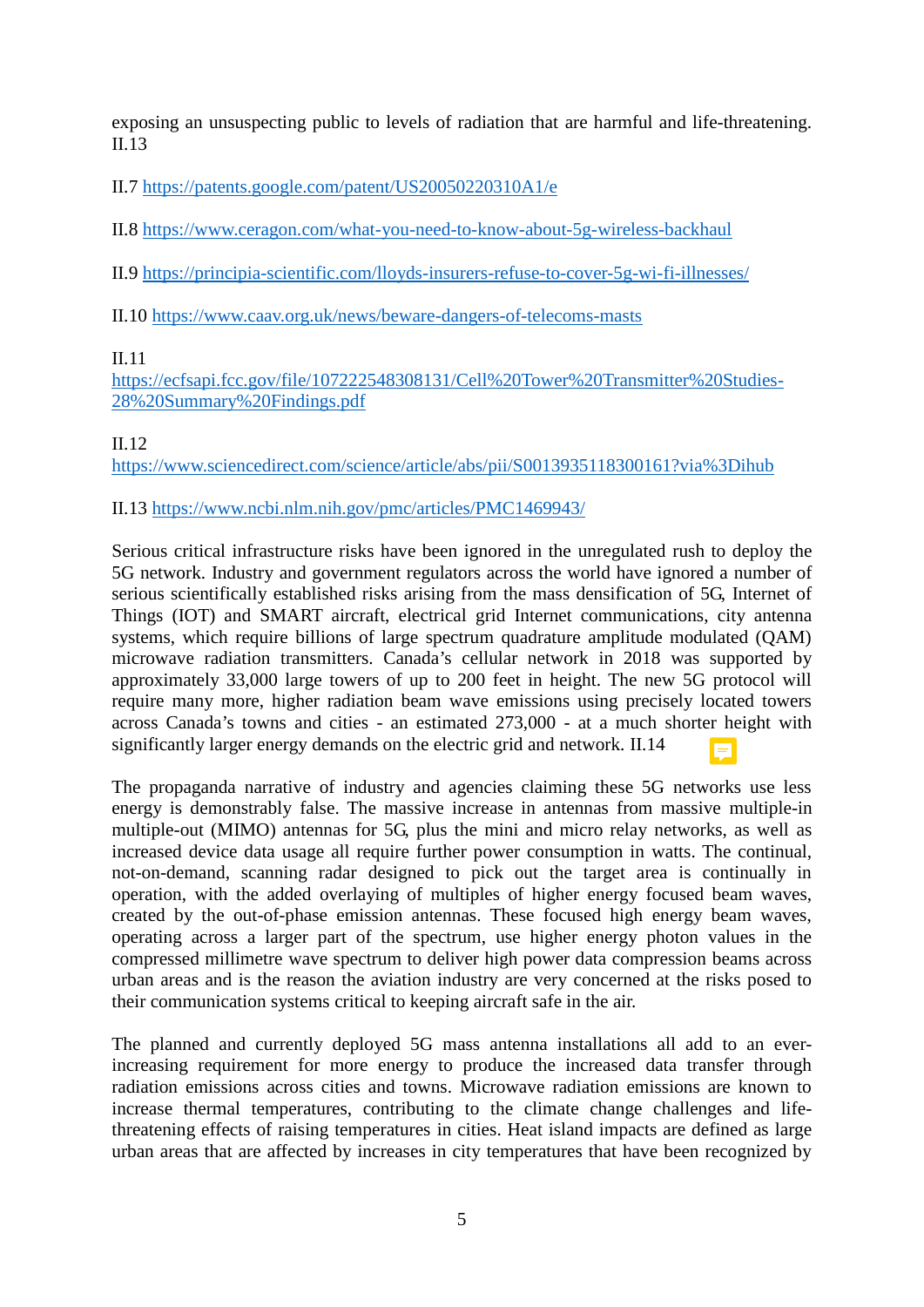exposing an unsuspecting public to levels of radiation that are harmful and life-threatening. II.13

II.7 https://patents.google.com/patent/US20050220310A1/e

II.8 https://www.ceragon.com/what-you-need-to-know-about-5g-wireless-backhaul

II.9 https://principia-scientific.com/lloyds-insurers-refuse-to-cover-5g-wi-fi-illnesses/

II.10 https://www.caav.org.uk/news/beware-dangers-of-telecoms-masts

II.11
https://ecfsapi.fcc.gov/file/107222548308131/Cell%20Tower%20Transmitter%20Studies-28%20Summary%20Findings.pdf

II.12
https://www.sciencedirect.com/science/article/abs/pii/S0013935118300161?via%3Dihub

II.13 https://www.ncbi.nlm.nih.gov/pmc/articles/PMC1469943/

Serious critical infrastructure risks have been ignored in the unregulated rush to deploy the 5G network. Industry and government regulators across the world have ignored a number of serious scientifically established risks arising from the mass densification of 5G, Internet of Things (IOT) and SMART aircraft, electrical grid Internet communications, city antenna systems, which require billions of large spectrum quadrature amplitude modulated (QAM) microwave radiation transmitters. Canada's cellular network in 2018 was supported by approximately 33,000 large towers of up to 200 feet in height. The new 5G protocol will require many more, higher radiation beam wave emissions using precisely located towers across Canada's towns and cities - an estimated 273,000 - at a much shorter height with significantly larger energy demands on the electric grid and network. II.14

The propaganda narrative of industry and agencies claiming these 5G networks use less energy is demonstrably false. The massive increase in antennas from massive multiple-in multiple-out (MIMO) antennas for 5G, plus the mini and micro relay networks, as well as increased device data usage all require further power consumption in watts. The continual, not-on-demand, scanning radar designed to pick out the target area is continually in operation, with the added overlaying of multiples of higher energy focused beam waves, created by the out-of-phase emission antennas. These focused high energy beam waves, operating across a larger part of the spectrum, use higher energy photon values in the compressed millimetre wave spectrum to deliver high power data compression beams across urban areas and is the reason the aviation industry are very concerned at the risks posed to their communication systems critical to keeping aircraft safe in the air.

The planned and currently deployed 5G mass antenna installations all add to an ever-increasing requirement for more energy to produce the increased data transfer through radiation emissions across cities and towns. Microwave radiation emissions are known to increase thermal temperatures, contributing to the climate change challenges and life-threatening effects of raising temperatures in cities. Heat island impacts are defined as large urban areas that are affected by increases in city temperatures that have been recognized by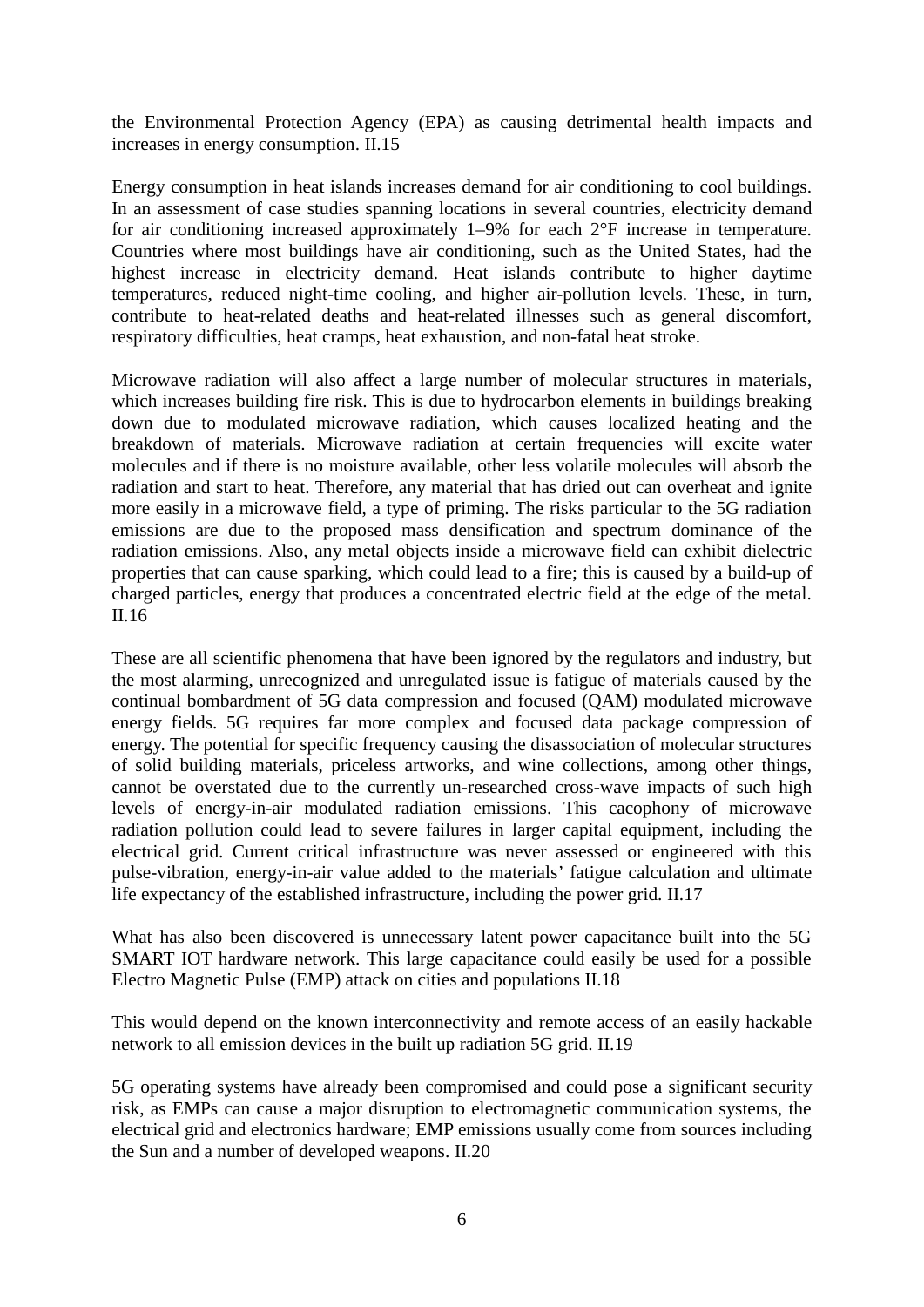the Environmental Protection Agency (EPA) as causing detrimental health impacts and increases in energy consumption. II.15

Energy consumption in heat islands increases demand for air conditioning to cool buildings. In an assessment of case studies spanning locations in several countries, electricity demand for air conditioning increased approximately 1–9% for each 2°F increase in temperature. Countries where most buildings have air conditioning, such as the United States, had the highest increase in electricity demand. Heat islands contribute to higher daytime temperatures, reduced night-time cooling, and higher air-pollution levels. These, in turn, contribute to heat-related deaths and heat-related illnesses such as general discomfort, respiratory difficulties, heat cramps, heat exhaustion, and non-fatal heat stroke.

Microwave radiation will also affect a large number of molecular structures in materials, which increases building fire risk. This is due to hydrocarbon elements in buildings breaking down due to modulated microwave radiation, which causes localized heating and the breakdown of materials. Microwave radiation at certain frequencies will excite water molecules and if there is no moisture available, other less volatile molecules will absorb the radiation and start to heat. Therefore, any material that has dried out can overheat and ignite more easily in a microwave field, a type of priming. The risks particular to the 5G radiation emissions are due to the proposed mass densification and spectrum dominance of the radiation emissions. Also, any metal objects inside a microwave field can exhibit dielectric properties that can cause sparking, which could lead to a fire; this is caused by a build-up of charged particles, energy that produces a concentrated electric field at the edge of the metal. II.16

These are all scientific phenomena that have been ignored by the regulators and industry, but the most alarming, unrecognized and unregulated issue is fatigue of materials caused by the continual bombardment of 5G data compression and focused (QAM) modulated microwave energy fields. 5G requires far more complex and focused data package compression of energy. The potential for specific frequency causing the disassociation of molecular structures of solid building materials, priceless artworks, and wine collections, among other things, cannot be overstated due to the currently un-researched cross-wave impacts of such high levels of energy-in-air modulated radiation emissions. This cacophony of microwave radiation pollution could lead to severe failures in larger capital equipment, including the electrical grid. Current critical infrastructure was never assessed or engineered with this pulse-vibration, energy-in-air value added to the materials' fatigue calculation and ultimate life expectancy of the established infrastructure, including the power grid. II.17

What has also been discovered is unnecessary latent power capacitance built into the 5G SMART IOT hardware network. This large capacitance could easily be used for a possible Electro Magnetic Pulse (EMP) attack on cities and populations II.18

This would depend on the known interconnectivity and remote access of an easily hackable network to all emission devices in the built up radiation 5G grid. II.19

5G operating systems have already been compromised and could pose a significant security risk, as EMPs can cause a major disruption to electromagnetic communication systems, the electrical grid and electronics hardware; EMP emissions usually come from sources including the Sun and a number of developed weapons. II.20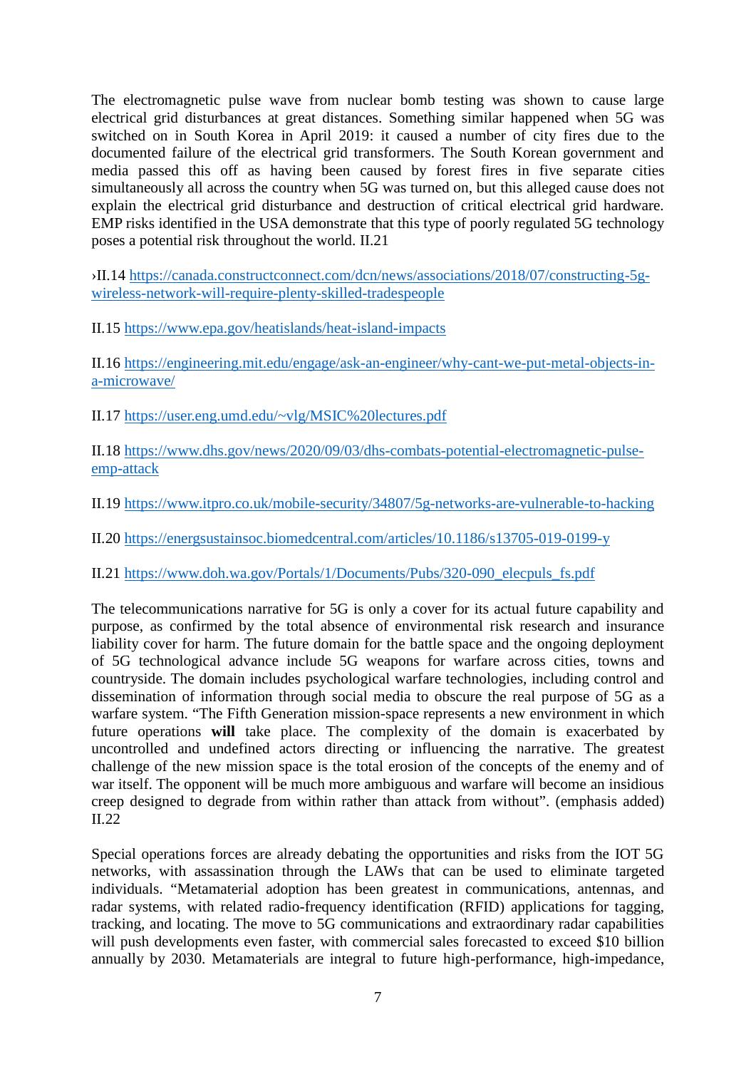The electromagnetic pulse wave from nuclear bomb testing was shown to cause large electrical grid disturbances at great distances. Something similar happened when 5G was switched on in South Korea in April 2019: it caused a number of city fires due to the documented failure of the electrical grid transformers. The South Korean government and media passed this off as having been caused by forest fires in five separate cities simultaneously all across the country when 5G was turned on, but this alleged cause does not explain the electrical grid disturbance and destruction of critical electrical grid hardware. EMP risks identified in the USA demonstrate that this type of poorly regulated 5G technology poses a potential risk throughout the world. II.21

›II.14 https://canada.constructconnect.com/dcn/news/associations/2018/07/constructing-5g-wireless-network-will-require-plenty-skilled-tradespeople

II.15 https://www.epa.gov/heatislands/heat-island-impacts

II.16 https://engineering.mit.edu/engage/ask-an-engineer/why-cant-we-put-metal-objects-in-a-microwave/

II.17 https://user.eng.umd.edu/~vlg/MSIC%20lectures.pdf

II.18 https://www.dhs.gov/news/2020/09/03/dhs-combats-potential-electromagnetic-pulse-emp-attack

II.19 https://www.itpro.co.uk/mobile-security/34807/5g-networks-are-vulnerable-to-hacking

II.20 https://energsustainsoc.biomedcentral.com/articles/10.1186/s13705-019-0199-y

II.21 https://www.doh.wa.gov/Portals/1/Documents/Pubs/320-090_elecpuls_fs.pdf

The telecommunications narrative for 5G is only a cover for its actual future capability and purpose, as confirmed by the total absence of environmental risk research and insurance liability cover for harm. The future domain for the battle space and the ongoing deployment of 5G technological advance include 5G weapons for warfare across cities, towns and countryside. The domain includes psychological warfare technologies, including control and dissemination of information through social media to obscure the real purpose of 5G as a warfare system. "The Fifth Generation mission-space represents a new environment in which future operations **will** take place. The complexity of the domain is exacerbated by uncontrolled and undefined actors directing or influencing the narrative. The greatest challenge of the new mission space is the total erosion of the concepts of the enemy and of war itself. The opponent will be much more ambiguous and warfare will become an insidious creep designed to degrade from within rather than attack from without". (emphasis added) II.22

Special operations forces are already debating the opportunities and risks from the IOT 5G networks, with assassination through the LAWs that can be used to eliminate targeted individuals. "Metamaterial adoption has been greatest in communications, antennas, and radar systems, with related radio-frequency identification (RFID) applications for tagging, tracking, and locating. The move to 5G communications and extraordinary radar capabilities will push developments even faster, with commercial sales forecasted to exceed $10 billion annually by 2030. Metamaterials are integral to future high-performance, high-impedance,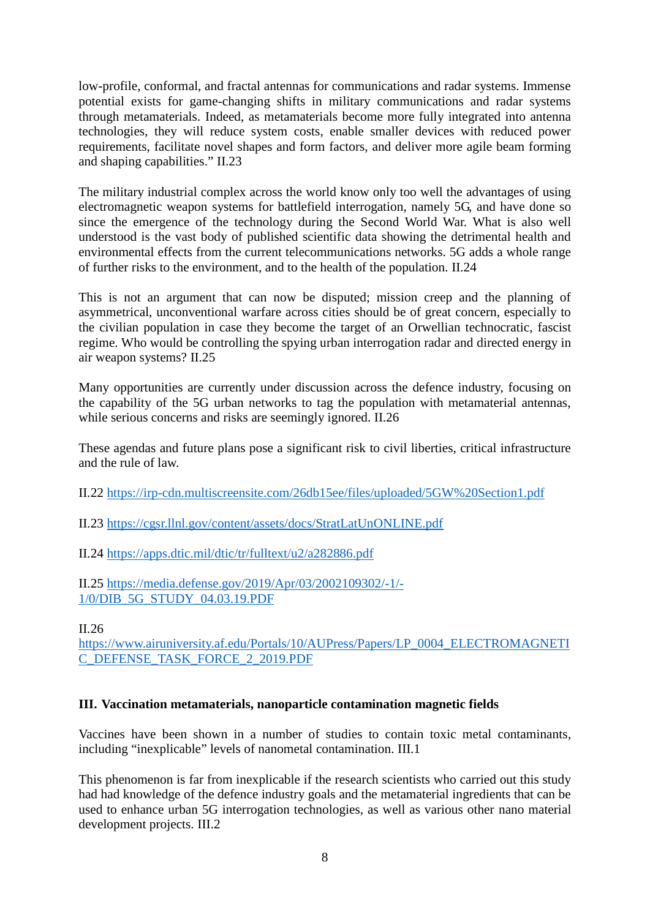low-profile, conformal, and fractal antennas for communications and radar systems. Immense potential exists for game-changing shifts in military communications and radar systems through metamaterials. Indeed, as metamaterials become more fully integrated into antenna technologies, they will reduce system costs, enable smaller devices with reduced power requirements, facilitate novel shapes and form factors, and deliver more agile beam forming and shaping capabilities." II.23

The military industrial complex across the world know only too well the advantages of using electromagnetic weapon systems for battlefield interrogation, namely 5G, and have done so since the emergence of the technology during the Second World War. What is also well understood is the vast body of published scientific data showing the detrimental health and environmental effects from the current telecommunications networks. 5G adds a whole range of further risks to the environment, and to the health of the population. II.24

This is not an argument that can now be disputed; mission creep and the planning of asymmetrical, unconventional warfare across cities should be of great concern, especially to the civilian population in case they become the target of an Orwellian technocratic, fascist regime. Who would be controlling the spying urban interrogation radar and directed energy in air weapon systems? II.25

Many opportunities are currently under discussion across the defence industry, focusing on the capability of the 5G urban networks to tag the population with metamaterial antennas, while serious concerns and risks are seemingly ignored. II.26

These agendas and future plans pose a significant risk to civil liberties, critical infrastructure and the rule of law.

II.22 https://irp-cdn.multiscreensite.com/26db15ee/files/uploaded/5GW%20Section1.pdf

II.23 https://cgsr.llnl.gov/content/assets/docs/StratLatUnONLINE.pdf

II.24 https://apps.dtic.mil/dtic/tr/fulltext/u2/a282886.pdf

II.25 https://media.defense.gov/2019/Apr/03/2002109302/-1/-1/0/DIB_5G_STUDY_04.03.19.PDF

II.26 https://www.airuniversity.af.edu/Portals/10/AUPress/Papers/LP_0004_ELECTROMAGNETIC_DEFENSE_TASK_FORCE_2_2019.PDF

### III. Vaccination metamaterials, nanoparticle contamination magnetic fields

Vaccines have been shown in a number of studies to contain toxic metal contaminants, including "inexplicable" levels of nanometal contamination. III.1

This phenomenon is far from inexplicable if the research scientists who carried out this study had had knowledge of the defence industry goals and the metamaterial ingredients that can be used to enhance urban 5G interrogation technologies, as well as various other nano material development projects. III.2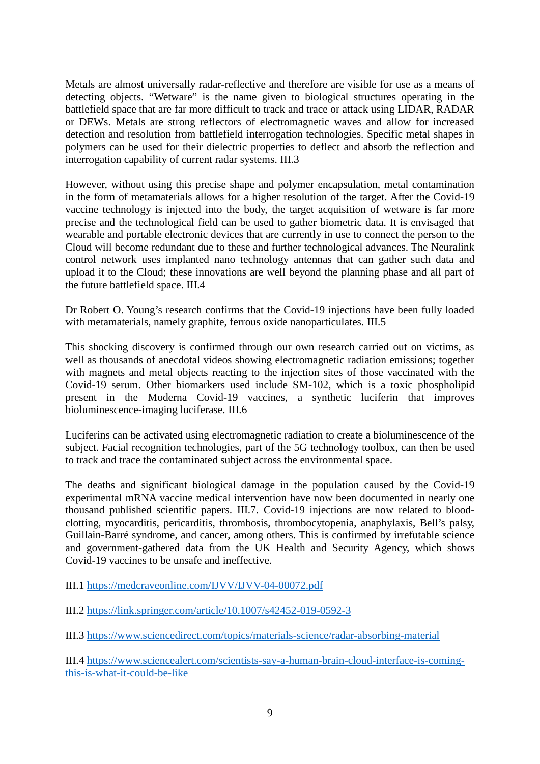Metals are almost universally radar-reflective and therefore are visible for use as a means of detecting objects. "Wetware" is the name given to biological structures operating in the battlefield space that are far more difficult to track and trace or attack using LIDAR, RADAR or DEWs. Metals are strong reflectors of electromagnetic waves and allow for increased detection and resolution from battlefield interrogation technologies. Specific metal shapes in polymers can be used for their dielectric properties to deflect and absorb the reflection and interrogation capability of current radar systems. III.3

However, without using this precise shape and polymer encapsulation, metal contamination in the form of metamaterials allows for a higher resolution of the target. After the Covid-19 vaccine technology is injected into the body, the target acquisition of wetware is far more precise and the technological field can be used to gather biometric data. It is envisaged that wearable and portable electronic devices that are currently in use to connect the person to the Cloud will become redundant due to these and further technological advances. The Neuralink control network uses implanted nano technology antennas that can gather such data and upload it to the Cloud; these innovations are well beyond the planning phase and all part of the future battlefield space. III.4

Dr Robert O. Young's research confirms that the Covid-19 injections have been fully loaded with metamaterials, namely graphite, ferrous oxide nanoparticulates. III.5

This shocking discovery is confirmed through our own research carried out on victims, as well as thousands of anecdotal videos showing electromagnetic radiation emissions; together with magnets and metal objects reacting to the injection sites of those vaccinated with the Covid-19 serum. Other biomarkers used include SM-102, which is a toxic phospholipid present in the Moderna Covid-19 vaccines, a synthetic luciferin that improves bioluminescence-imaging luciferase. III.6

Luciferins can be activated using electromagnetic radiation to create a bioluminescence of the subject. Facial recognition technologies, part of the 5G technology toolbox, can then be used to track and trace the contaminated subject across the environmental space.

The deaths and significant biological damage in the population caused by the Covid-19 experimental mRNA vaccine medical intervention have now been documented in nearly one thousand published scientific papers. III.7. Covid-19 injections are now related to blood-clotting, myocarditis, pericarditis, thrombosis, thrombocytopenia, anaphylaxis, Bell's palsy, Guillain-Barré syndrome, and cancer, among others. This is confirmed by irrefutable science and government-gathered data from the UK Health and Security Agency, which shows Covid-19 vaccines to be unsafe and ineffective.

III.1 https://medcraveonline.com/IJVV/IJVV-04-00072.pdf

III.2 https://link.springer.com/article/10.1007/s42452-019-0592-3

III.3 https://www.sciencedirect.com/topics/materials-science/radar-absorbing-material

III.4 https://www.sciencealert.com/scientists-say-a-human-brain-cloud-interface-is-coming-this-is-what-it-could-be-like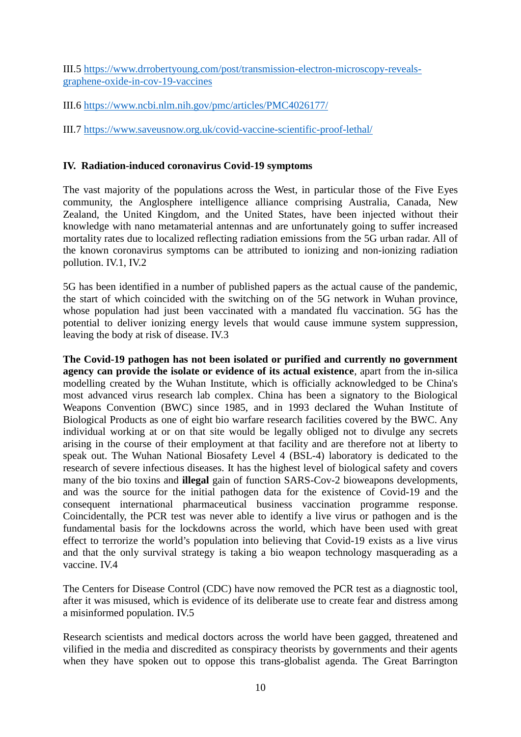III.5 [https://www.drrobertyoung.com/post/transmission-electron-microscopy-reveals-graphene-oxide-in-cov-19-vaccines](https://www.drrobertyoung.com/post/transmission-electron-microscopy-reveals-graphene-oxide-in-cov-19-vaccines)

III.6 [https://www.ncbi.nlm.nih.gov/pmc/articles/PMC4026177/](https://www.ncbi.nlm.nih.gov/pmc/articles/PMC4026177/)

III.7 [https://www.saveusnow.org.uk/covid-vaccine-scientific-proof-lethal/](https://www.saveusnow.org.uk/covid-vaccine-scientific-proof-lethal/)

## IV. Radiation-induced coronavirus Covid-19 symptoms

The vast majority of the populations across the West, in particular those of the Five Eyes community, the Anglosphere intelligence alliance comprising Australia, Canada, New Zealand, the United Kingdom, and the United States, have been injected without their knowledge with nano metamaterial antennas and are unfortunately going to suffer increased mortality rates due to localized reflecting radiation emissions from the 5G urban radar. All of the known coronavirus symptoms can be attributed to ionizing and non-ionizing radiation pollution. IV.1, IV.2

5G has been identified in a number of published papers as the actual cause of the pandemic, the start of which coincided with the switching on of the 5G network in Wuhan province, whose population had just been vaccinated with a mandated flu vaccination. 5G has the potential to deliver ionizing energy levels that would cause immune system suppression, leaving the body at risk of disease. IV.3

**The Covid-19 pathogen has not been isolated or purified and currently no government agency can provide the isolate or evidence of its actual existence**, apart from the in-silica modelling created by the Wuhan Institute, which is officially acknowledged to be China's most advanced virus research lab complex. China has been a signatory to the Biological Weapons Convention (BWC) since 1985, and in 1993 declared the Wuhan Institute of Biological Products as one of eight bio warfare research facilities covered by the BWC. Any individual working at or on that site would be legally obliged not to divulge any secrets arising in the course of their employment at that facility and are therefore not at liberty to speak out. The Wuhan National Biosafety Level 4 (BSL-4) laboratory is dedicated to the research of severe infectious diseases. It has the highest level of biological safety and covers many of the bio toxins and **illegal** gain of function SARS-Cov-2 bioweapons developments, and was the source for the initial pathogen data for the existence of Covid-19 and the consequent international pharmaceutical business vaccination programme response. Coincidentally, the PCR test was never able to identify a live virus or pathogen and is the fundamental basis for the lockdowns across the world, which have been used with great effect to terrorize the world's population into believing that Covid-19 exists as a live virus and that the only survival strategy is taking a bio weapon technology masquerading as a vaccine. IV.4

The Centers for Disease Control (CDC) have now removed the PCR test as a diagnostic tool, after it was misused, which is evidence of its deliberate use to create fear and distress among a misinformed population. IV.5

Research scientists and medical doctors across the world have been gagged, threatened and vilified in the media and discredited as conspiracy theorists by governments and their agents when they have spoken out to oppose this trans-globalist agenda. The Great Barrington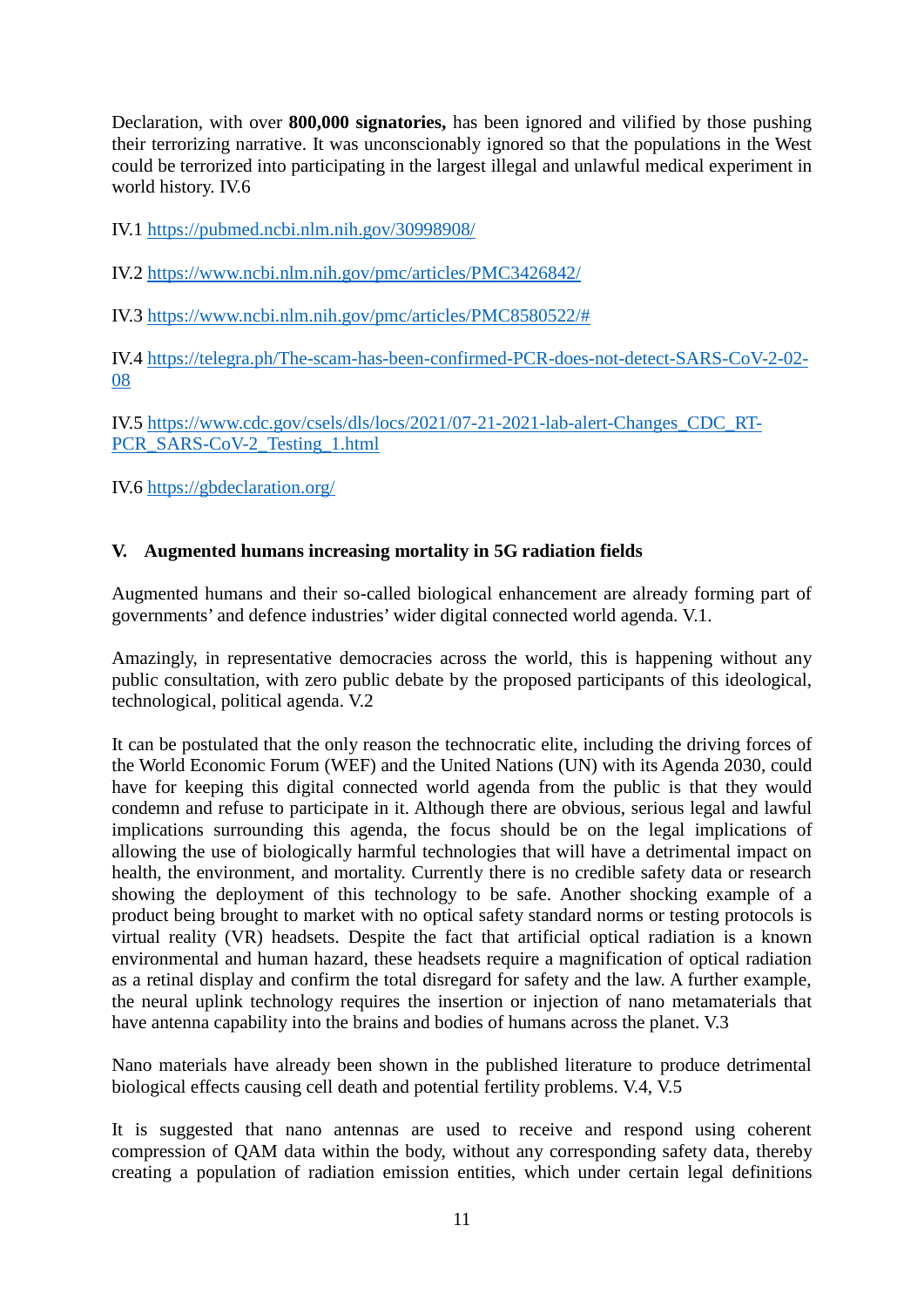Declaration, with over **800,000 signatories,** has been ignored and vilified by those pushing their terrorizing narrative. It was unconscionably ignored so that the populations in the West could be terrorized into participating in the largest illegal and unlawful medical experiment in world history. IV.6

IV.1 https://pubmed.ncbi.nlm.nih.gov/30998908/

IV.2 https://www.ncbi.nlm.nih.gov/pmc/articles/PMC3426842/

IV.3 https://www.ncbi.nlm.nih.gov/pmc/articles/PMC8580522/#

IV.4 https://telegra.ph/The-scam-has-been-confirmed-PCR-does-not-detect-SARS-CoV-2-02-08

IV.5 https://www.cdc.gov/csels/dls/locs/2021/07-21-2021-lab-alert-Changes_CDC_RT-PCR_SARS-CoV-2_Testing_1.html

IV.6 https://gbdeclaration.org/

## V. Augmented humans increasing mortality in 5G radiation fields

Augmented humans and their so-called biological enhancement are already forming part of governments' and defence industries' wider digital connected world agenda. V.1.

Amazingly, in representative democracies across the world, this is happening without any public consultation, with zero public debate by the proposed participants of this ideological, technological, political agenda. V.2

It can be postulated that the only reason the technocratic elite, including the driving forces of the World Economic Forum (WEF) and the United Nations (UN) with its Agenda 2030, could have for keeping this digital connected world agenda from the public is that they would condemn and refuse to participate in it. Although there are obvious, serious legal and lawful implications surrounding this agenda, the focus should be on the legal implications of allowing the use of biologically harmful technologies that will have a detrimental impact on health, the environment, and mortality. Currently there is no credible safety data or research showing the deployment of this technology to be safe. Another shocking example of a product being brought to market with no optical safety standard norms or testing protocols is virtual reality (VR) headsets. Despite the fact that artificial optical radiation is a known environmental and human hazard, these headsets require a magnification of optical radiation as a retinal display and confirm the total disregard for safety and the law. A further example, the neural uplink technology requires the insertion or injection of nano metamaterials that have antenna capability into the brains and bodies of humans across the planet. V.3

Nano materials have already been shown in the published literature to produce detrimental biological effects causing cell death and potential fertility problems. V.4, V.5

It is suggested that nano antennas are used to receive and respond using coherent compression of QAM data within the body, without any corresponding safety data, thereby creating a population of radiation emission entities, which under certain legal definitions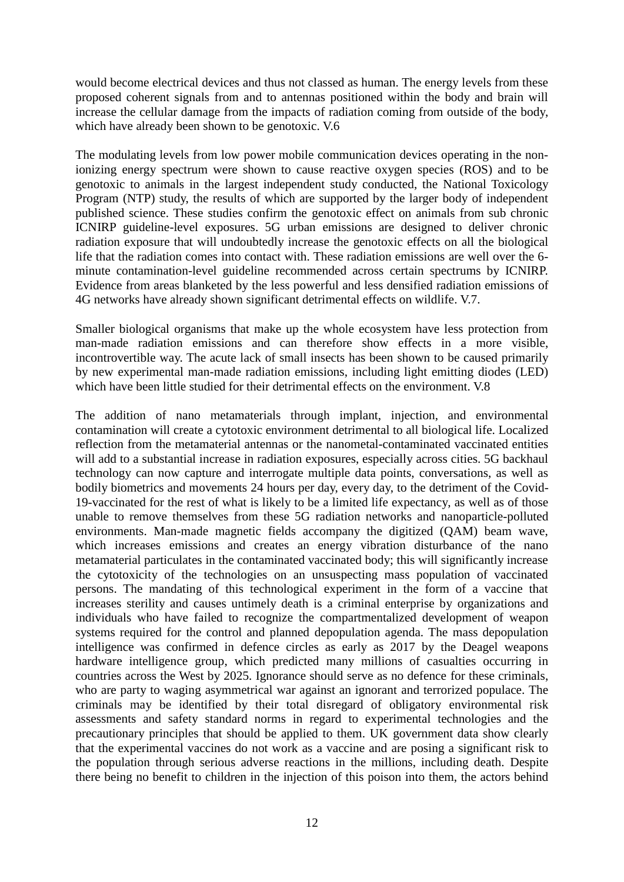would become electrical devices and thus not classed as human. The energy levels from these proposed coherent signals from and to antennas positioned within the body and brain will increase the cellular damage from the impacts of radiation coming from outside of the body, which have already been shown to be genotoxic. V.6

The modulating levels from low power mobile communication devices operating in the non-ionizing energy spectrum were shown to cause reactive oxygen species (ROS) and to be genotoxic to animals in the largest independent study conducted, the National Toxicology Program (NTP) study, the results of which are supported by the larger body of independent published science. These studies confirm the genotoxic effect on animals from sub chronic ICNIRP guideline-level exposures. 5G urban emissions are designed to deliver chronic radiation exposure that will undoubtedly increase the genotoxic effects on all the biological life that the radiation comes into contact with. These radiation emissions are well over the 6-minute contamination-level guideline recommended across certain spectrums by ICNIRP. Evidence from areas blanketed by the less powerful and less densified radiation emissions of 4G networks have already shown significant detrimental effects on wildlife. V.7.

Smaller biological organisms that make up the whole ecosystem have less protection from man-made radiation emissions and can therefore show effects in a more visible, incontrovertible way. The acute lack of small insects has been shown to be caused primarily by new experimental man-made radiation emissions, including light emitting diodes (LED) which have been little studied for their detrimental effects on the environment. V.8

The addition of nano metamaterials through implant, injection, and environmental contamination will create a cytotoxic environment detrimental to all biological life. Localized reflection from the metamaterial antennas or the nanometal-contaminated vaccinated entities will add to a substantial increase in radiation exposures, especially across cities. 5G backhaul technology can now capture and interrogate multiple data points, conversations, as well as bodily biometrics and movements 24 hours per day, every day, to the detriment of the Covid-19-vaccinated for the rest of what is likely to be a limited life expectancy, as well as of those unable to remove themselves from these 5G radiation networks and nanoparticle-polluted environments. Man-made magnetic fields accompany the digitized (QAM) beam wave, which increases emissions and creates an energy vibration disturbance of the nano metamaterial particulates in the contaminated vaccinated body; this will significantly increase the cytotoxicity of the technologies on an unsuspecting mass population of vaccinated persons. The mandating of this technological experiment in the form of a vaccine that increases sterility and causes untimely death is a criminal enterprise by organizations and individuals who have failed to recognize the compartmentalized development of weapon systems required for the control and planned depopulation agenda. The mass depopulation intelligence was confirmed in defence circles as early as 2017 by the Deagel weapons hardware intelligence group, which predicted many millions of casualties occurring in countries across the West by 2025. Ignorance should serve as no defence for these criminals, who are party to waging asymmetrical war against an ignorant and terrorized populace. The criminals may be identified by their total disregard of obligatory environmental risk assessments and safety standard norms in regard to experimental technologies and the precautionary principles that should be applied to them. UK government data show clearly that the experimental vaccines do not work as a vaccine and are posing a significant risk to the population through serious adverse reactions in the millions, including death. Despite there being no benefit to children in the injection of this poison into them, the actors behind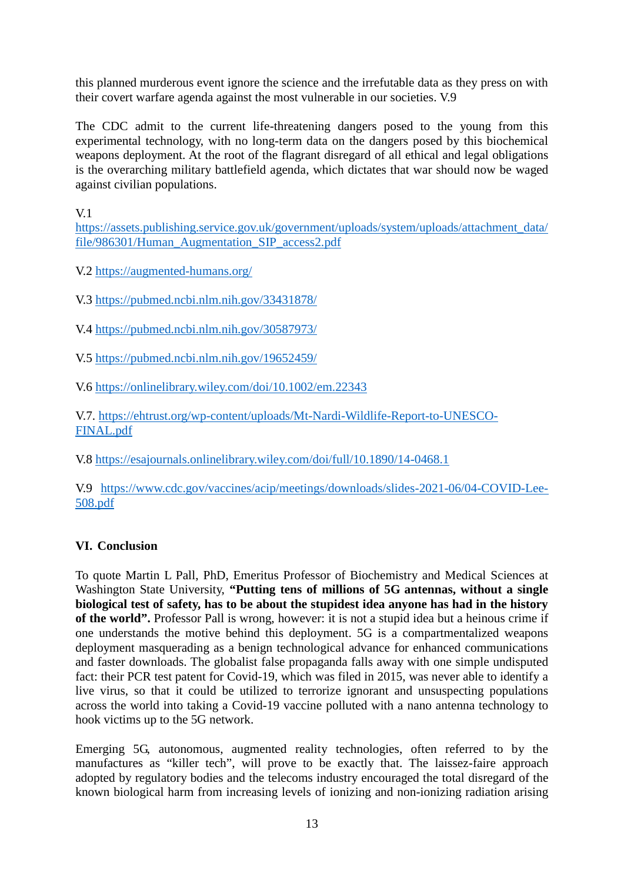this planned murderous event ignore the science and the irrefutable data as they press on with their covert warfare agenda against the most vulnerable in our societies. V.9

The CDC admit to the current life-threatening dangers posed to the young from this experimental technology, with no long-term data on the dangers posed by this biochemical weapons deployment. At the root of the flagrant disregard of all ethical and legal obligations is the overarching military battlefield agenda, which dictates that war should now be waged against civilian populations.

V.1 https://assets.publishing.service.gov.uk/government/uploads/system/uploads/attachment_data/file/986301/Human_Augmentation_SIP_access2.pdf

V.2 https://augmented-humans.org/

V.3 https://pubmed.ncbi.nlm.nih.gov/33431878/

V.4 https://pubmed.ncbi.nlm.nih.gov/30587973/

V.5 https://pubmed.ncbi.nlm.nih.gov/19652459/

V.6 https://onlinelibrary.wiley.com/doi/10.1002/em.22343

V.7. https://ehtrust.org/wp-content/uploads/Mt-Nardi-Wildlife-Report-to-UNESCO-FINAL.pdf

V.8 https://esajournals.onlinelibrary.wiley.com/doi/full/10.1890/14-0468.1

V.9 https://www.cdc.gov/vaccines/acip/meetings/downloads/slides-2021-06/04-COVID-Lee-508.pdf

## VI. Conclusion

To quote Martin L Pall, PhD, Emeritus Professor of Biochemistry and Medical Sciences at Washington State University, **"Putting tens of millions of 5G antennas, without a single biological test of safety, has to be about the stupidest idea anyone has had in the history of the world".** Professor Pall is wrong, however: it is not a stupid idea but a heinous crime if one understands the motive behind this deployment. 5G is a compartmentalized weapons deployment masquerading as a benign technological advance for enhanced communications and faster downloads. The globalist false propaganda falls away with one simple undisputed fact: their PCR test patent for Covid-19, which was filed in 2015, was never able to identify a live virus, so that it could be utilized to terrorize ignorant and unsuspecting populations across the world into taking a Covid-19 vaccine polluted with a nano antenna technology to hook victims up to the 5G network.

Emerging 5G, autonomous, augmented reality technologies, often referred to by the manufactures as "killer tech", will prove to be exactly that. The laissez-faire approach adopted by regulatory bodies and the telecoms industry encouraged the total disregard of the known biological harm from increasing levels of ionizing and non-ionizing radiation arising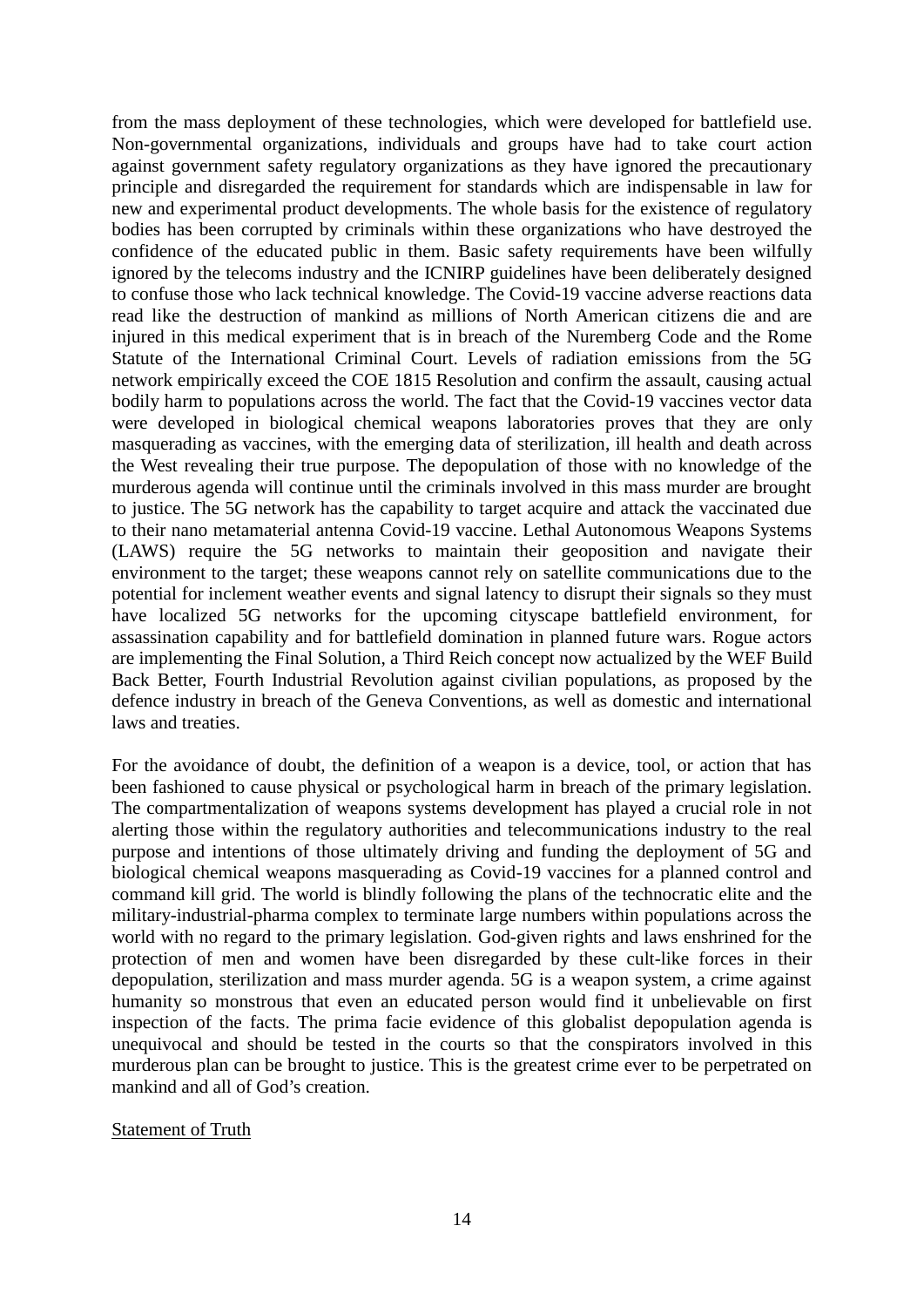from the mass deployment of these technologies, which were developed for battlefield use. Non-governmental organizations, individuals and groups have had to take court action against government safety regulatory organizations as they have ignored the precautionary principle and disregarded the requirement for standards which are indispensable in law for new and experimental product developments. The whole basis for the existence of regulatory bodies has been corrupted by criminals within these organizations who have destroyed the confidence of the educated public in them. Basic safety requirements have been wilfully ignored by the telecoms industry and the ICNIRP guidelines have been deliberately designed to confuse those who lack technical knowledge. The Covid-19 vaccine adverse reactions data read like the destruction of mankind as millions of North American citizens die and are injured in this medical experiment that is in breach of the Nuremberg Code and the Rome Statute of the International Criminal Court. Levels of radiation emissions from the 5G network empirically exceed the COE 1815 Resolution and confirm the assault, causing actual bodily harm to populations across the world. The fact that the Covid-19 vaccines vector data were developed in biological chemical weapons laboratories proves that they are only masquerading as vaccines, with the emerging data of sterilization, ill health and death across the West revealing their true purpose. The depopulation of those with no knowledge of the murderous agenda will continue until the criminals involved in this mass murder are brought to justice. The 5G network has the capability to target acquire and attack the vaccinated due to their nano metamaterial antenna Covid-19 vaccine. Lethal Autonomous Weapons Systems (LAWS) require the 5G networks to maintain their geoposition and navigate their environment to the target; these weapons cannot rely on satellite communications due to the potential for inclement weather events and signal latency to disrupt their signals so they must have localized 5G networks for the upcoming cityscape battlefield environment, for assassination capability and for battlefield domination in planned future wars. Rogue actors are implementing the Final Solution, a Third Reich concept now actualized by the WEF Build Back Better, Fourth Industrial Revolution against civilian populations, as proposed by the defence industry in breach of the Geneva Conventions, as well as domestic and international laws and treaties.

For the avoidance of doubt, the definition of a weapon is a device, tool, or action that has been fashioned to cause physical or psychological harm in breach of the primary legislation. The compartmentalization of weapons systems development has played a crucial role in not alerting those within the regulatory authorities and telecommunications industry to the real purpose and intentions of those ultimately driving and funding the deployment of 5G and biological chemical weapons masquerading as Covid-19 vaccines for a planned control and command kill grid. The world is blindly following the plans of the technocratic elite and the military-industrial-pharma complex to terminate large numbers within populations across the world with no regard to the primary legislation. God-given rights and laws enshrined for the protection of men and women have been disregarded by these cult-like forces in their depopulation, sterilization and mass murder agenda. 5G is a weapon system, a crime against humanity so monstrous that even an educated person would find it unbelievable on first inspection of the facts. The prima facie evidence of this globalist depopulation agenda is unequivocal and should be tested in the courts so that the conspirators involved in this murderous plan can be brought to justice. This is the greatest crime ever to be perpetrated on mankind and all of God's creation.

Statement of Truth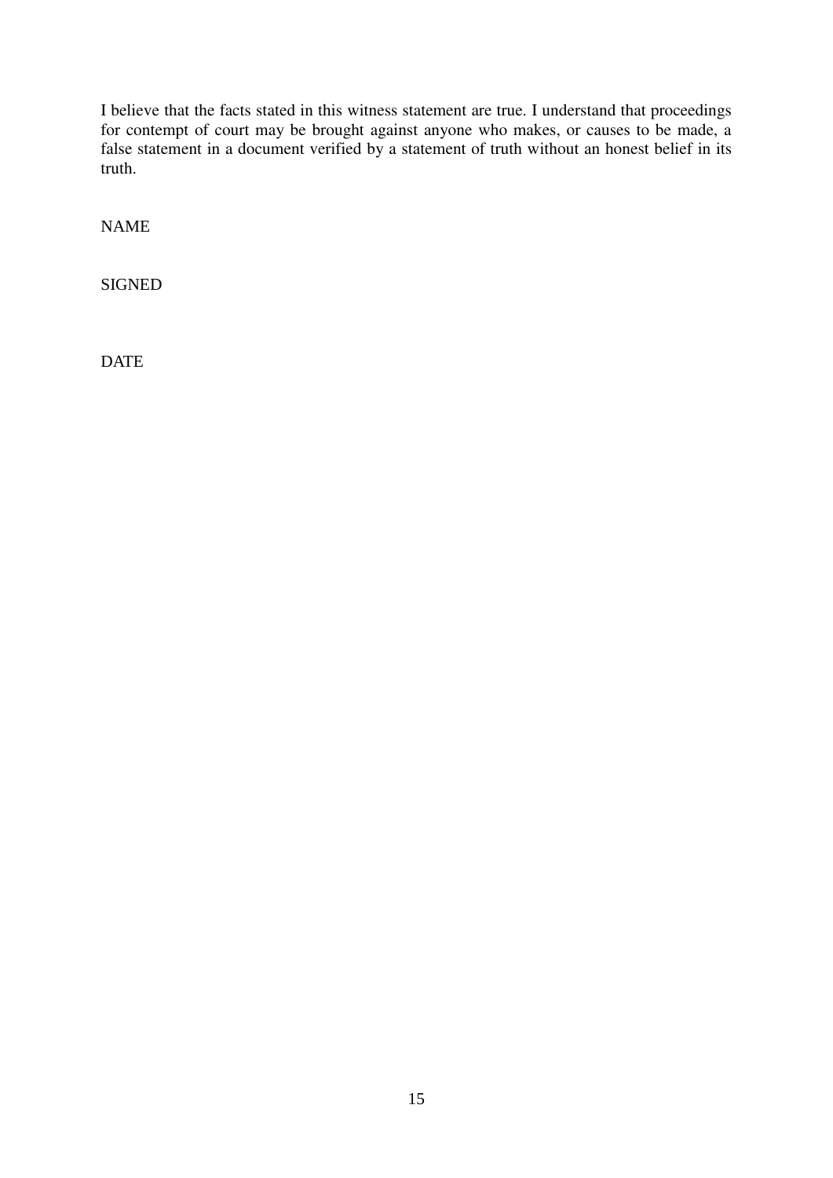I believe that the facts stated in this witness statement are true. I understand that proceedings for contempt of court may be brought against anyone who makes, or causes to be made, a false statement in a document verified by a statement of truth without an honest belief in its truth.

NAME

SIGNED

DATE